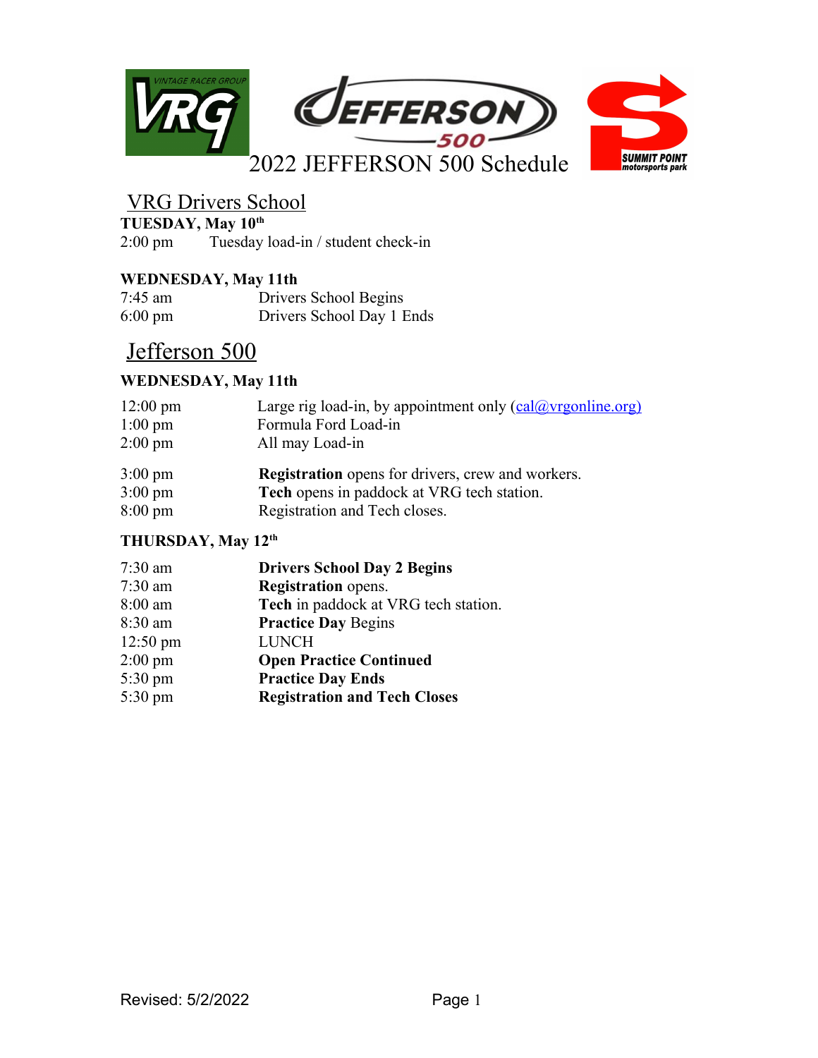# 2022 JEFFERSON 500 Schedule

## VRG Drivers School

**TUESDAY, May 10th**

2:00 pm Tuesday load-in / student check-in

**WEDNESDAY, May 11th**

7:45 am Drivers School Begins
6:00 pm Drivers School Day 1 Ends

## Jefferson 500

**WEDNESDAY, May 11th**

12:00 pm Large rig load-in, by appointment only (cal@vrgonline.org)
1:00 pm Formula Ford Load-in
2:00 pm All may Load-in

3:00 pm **Registration** opens for drivers, crew and workers.
3:00 pm **Tech** opens in paddock at VRG tech station.
8:00 pm Registration and Tech closes.

**THURSDAY, May 12th**

7:30 am **Drivers School Day 2 Begins**
7:30 am **Registration** opens.
8:00 am **Tech** in paddock at VRG tech station.
8:30 am **Practice Day** Begins
12:50 pm LUNCH
2:00 pm **Open Practice Continued**
5:30 pm **Practice Day Ends**
5:30 pm **Registration and Tech Closes**

Revised: 5/2/2022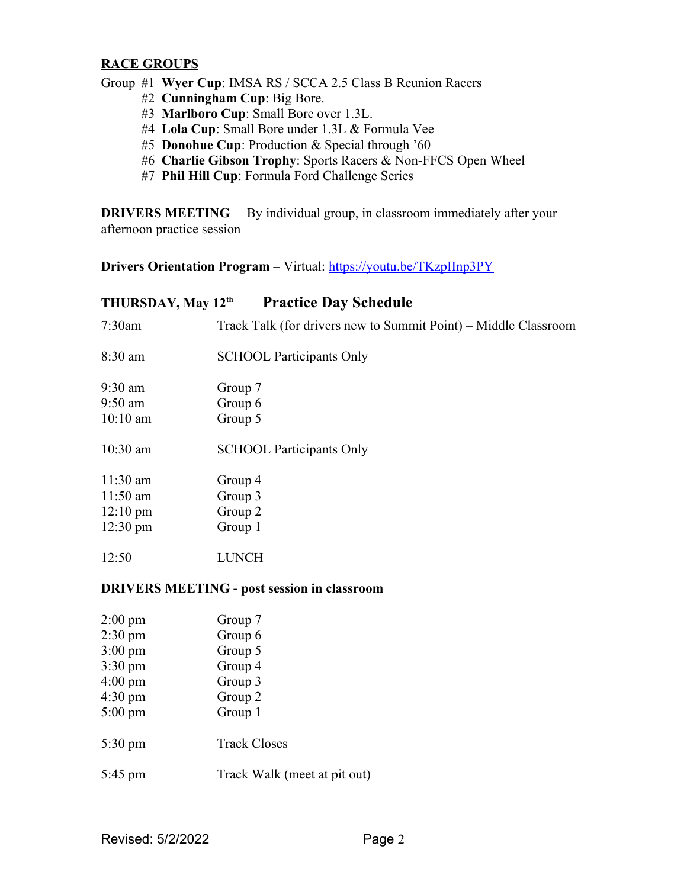## RACE GROUPS

Group #1 **Wyer Cup**: IMSA RS / SCCA 2.5 Class B Reunion Racers
- #2 **Cunningham Cup**: Big Bore.
- #3 **Marlboro Cup**: Small Bore over 1.3L.
- #4 **Lola Cup**: Small Bore under 1.3L & Formula Vee
- #5 **Donohue Cup**: Production & Special through '60
- #6 **Charlie Gibson Trophy**: Sports Racers & Non-FFCS Open Wheel
- #7 **Phil Hill Cup**: Formula Ford Challenge Series

**DRIVERS MEETING** – By individual group, in classroom immediately after your afternoon practice session

**Drivers Orientation Program** – Virtual: https://youtu.be/TKzpIInp3PY

## THURSDAY, May 12th — Practice Day Schedule

| Time | Event |
|---|---|
| 7:30am | Track Talk (for drivers new to Summit Point) – Middle Classroom |
| 8:30 am | SCHOOL Participants Only |
| 9:30 am | Group 7 |
| 9:50 am | Group 6 |
| 10:10 am | Group 5 |
| 10:30 am | SCHOOL Participants Only |
| 11:30 am | Group 4 |
| 11:50 am | Group 3 |
| 12:10 pm | Group 2 |
| 12:30 pm | Group 1 |
| 12:50 | LUNCH |

**DRIVERS MEETING - post session in classroom**

| Time | Event |
|---|---|
| 2:00 pm | Group 7 |
| 2:30 pm | Group 6 |
| 3:00 pm | Group 5 |
| 3:30 pm | Group 4 |
| 4:00 pm | Group 3 |
| 4:30 pm | Group 2 |
| 5:00 pm | Group 1 |
| 5:30 pm | Track Closes |
| 5:45 pm | Track Walk (meet at pit out) |

Revised: 5/2/2022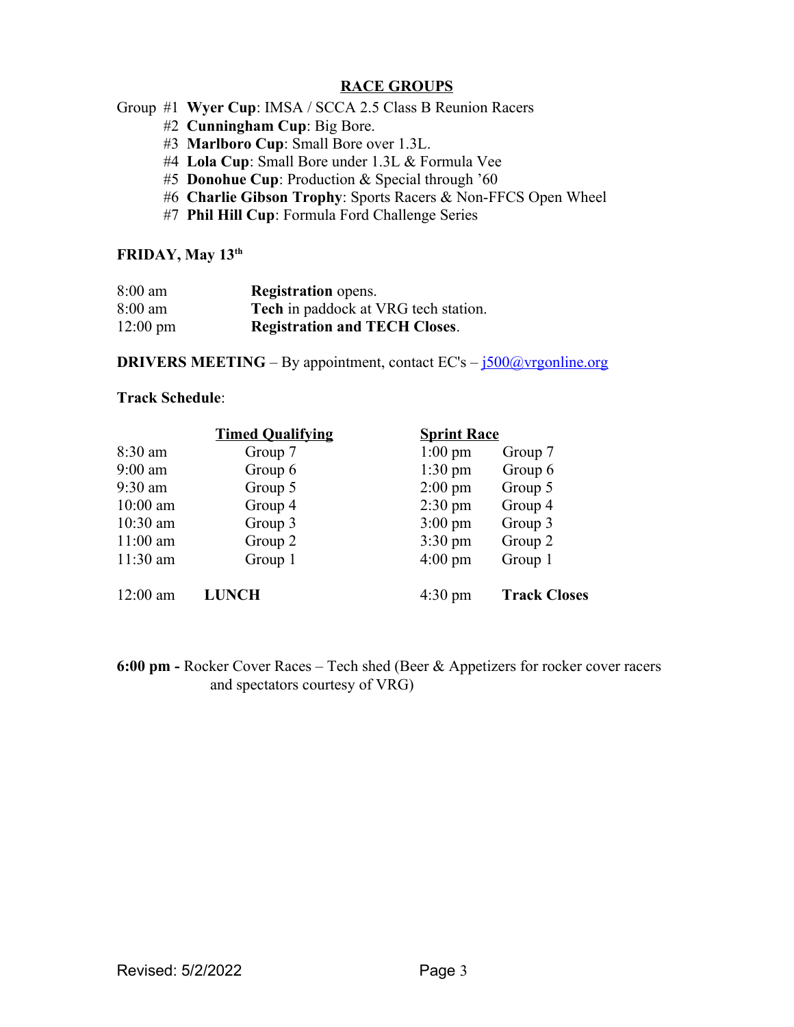## RACE GROUPS

Group #1 **Wyer Cup**: IMSA / SCCA 2.5 Class B Reunion Racers
#2 **Cunningham Cup**: Big Bore.
#3 **Marlboro Cup**: Small Bore over 1.3L.
#4 **Lola Cup**: Small Bore under 1.3L & Formula Vee
#5 **Donohue Cup**: Production & Special through '60
#6 **Charlie Gibson Trophy**: Sports Racers & Non-FFCS Open Wheel
#7 **Phil Hill Cup**: Formula Ford Challenge Series

### FRIDAY, May 13th

| | |
|---|---|
| 8:00 am | **Registration** opens. |
| 8:00 am | **Tech** in paddock at VRG tech station. |
| 12:00 pm | **Registration and TECH Closes**. |

**DRIVERS MEETING** – By appointment, contact EC's – [j500@vrgonline.org](mailto:j500@vrgonline.org)

**Track Schedule**:

| | Timed Qualifying | | Sprint Race |
|---|---|---|---|
| 8:30 am | Group 7 | 1:00 pm | Group 7 |
| 9:00 am | Group 6 | 1:30 pm | Group 6 |
| 9:30 am | Group 5 | 2:00 pm | Group 5 |
| 10:00 am | Group 4 | 2:30 pm | Group 4 |
| 10:30 am | Group 3 | 3:00 pm | Group 3 |
| 11:00 am | Group 2 | 3:30 pm | Group 2 |
| 11:30 am | Group 1 | 4:00 pm | Group 1 |
| 12:00 am | **LUNCH** | 4:30 pm | **Track Closes** |

**6:00 pm -** Rocker Cover Races – Tech shed (Beer & Appetizers for rocker cover racers and spectators courtesy of VRG)

Revised: 5/2/2022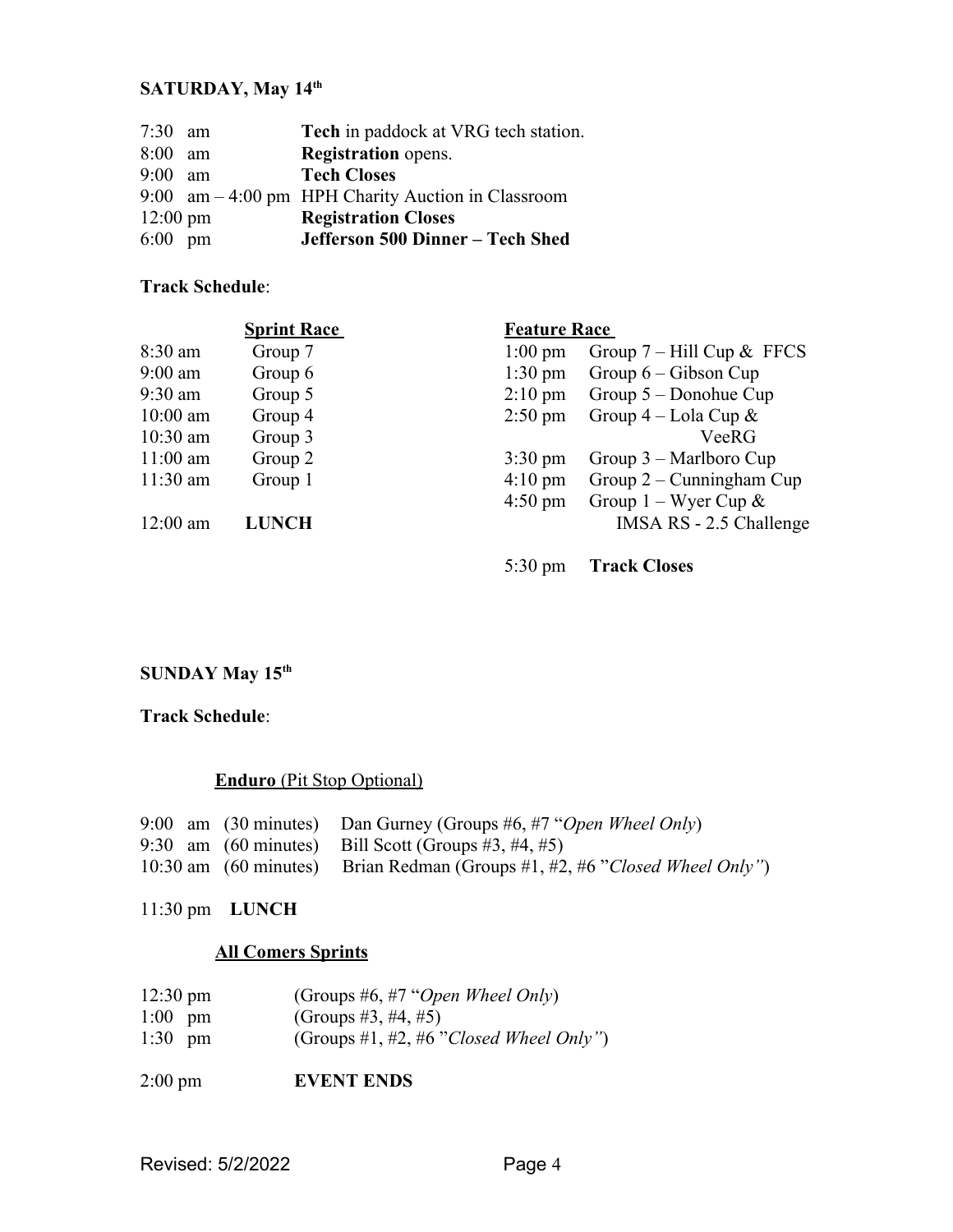**SATURDAY, May 14th**

| | |
|---|---|
| 7:30 am | **Tech** in paddock at VRG tech station. |
| 8:00 am | **Registration** opens. |
| 9:00 am | **Tech Closes** |
| 9:00 am – 4:00 pm | HPH Charity Auction in Classroom |
| 12:00 pm | **Registration Closes** |
| 6:00 pm | **Jefferson 500 Dinner – Tech Shed** |

**Track Schedule**:

| **Sprint Race** | | **Feature Race** | |
|---|---|---|---|
| 8:30 am | Group 7 | 1:00 pm | Group 7 – Hill Cup & FFCS |
| 9:00 am | Group 6 | 1:30 pm | Group 6 – Gibson Cup |
| 9:30 am | Group 5 | 2:10 pm | Group 5 – Donohue Cup |
| 10:00 am | Group 4 | 2:50 pm | Group 4 – Lola Cup & VeeRG |
| 10:30 am | Group 3 | 3:30 pm | Group 3 – Marlboro Cup |
| 11:00 am | Group 2 | 4:10 pm | Group 2 – Cunningham Cup |
| 11:30 am | Group 1 | 4:50 pm | Group 1 – Wyer Cup & IMSA RS - 2.5 Challenge |
| 12:00 am | **LUNCH** | | |
| | | 5:30 pm | **Track Closes** |

**SUNDAY May 15th**

**Track Schedule**:

**Enduro** (Pit Stop Optional)

9:00 am (30 minutes) Dan Gurney (Groups #6, #7 "*Open Wheel Only*)
9:30 am (60 minutes) Bill Scott (Groups #3, #4, #5)
10:30 am (60 minutes) Brian Redman (Groups #1, #2, #6 "*Closed Wheel Only"*)

11:30 pm **LUNCH**

**All Comers Sprints**

12:30 pm (Groups #6, #7 "*Open Wheel Only*)
1:00 pm (Groups #3, #4, #5)
1:30 pm (Groups #1, #2, #6 "*Closed Wheel Only"*)

2:00 pm **EVENT ENDS**

Revised: 5/2/2022